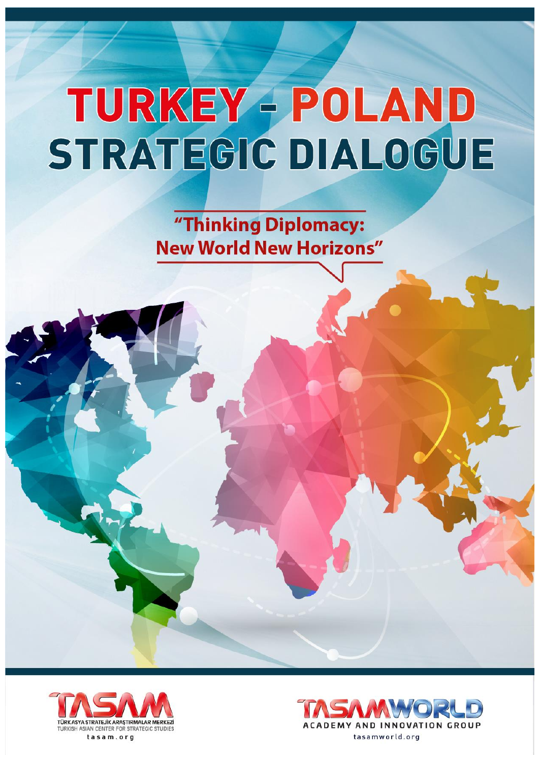# TURKEY - POLAND STRATEGIC DIALOGUE

## "Thinking Diplomacy: New World New Horizons"

TASAM
TÜRK ASYA STRATEJİK ARAŞTIRMALAR MERKEZİ
TURKISH ASIAN CENTER FOR STRATEGIC STUDIES
tasam.org

TASAMWORLD
ACADEMY AND INNOVATION GROUP
tasamworld.org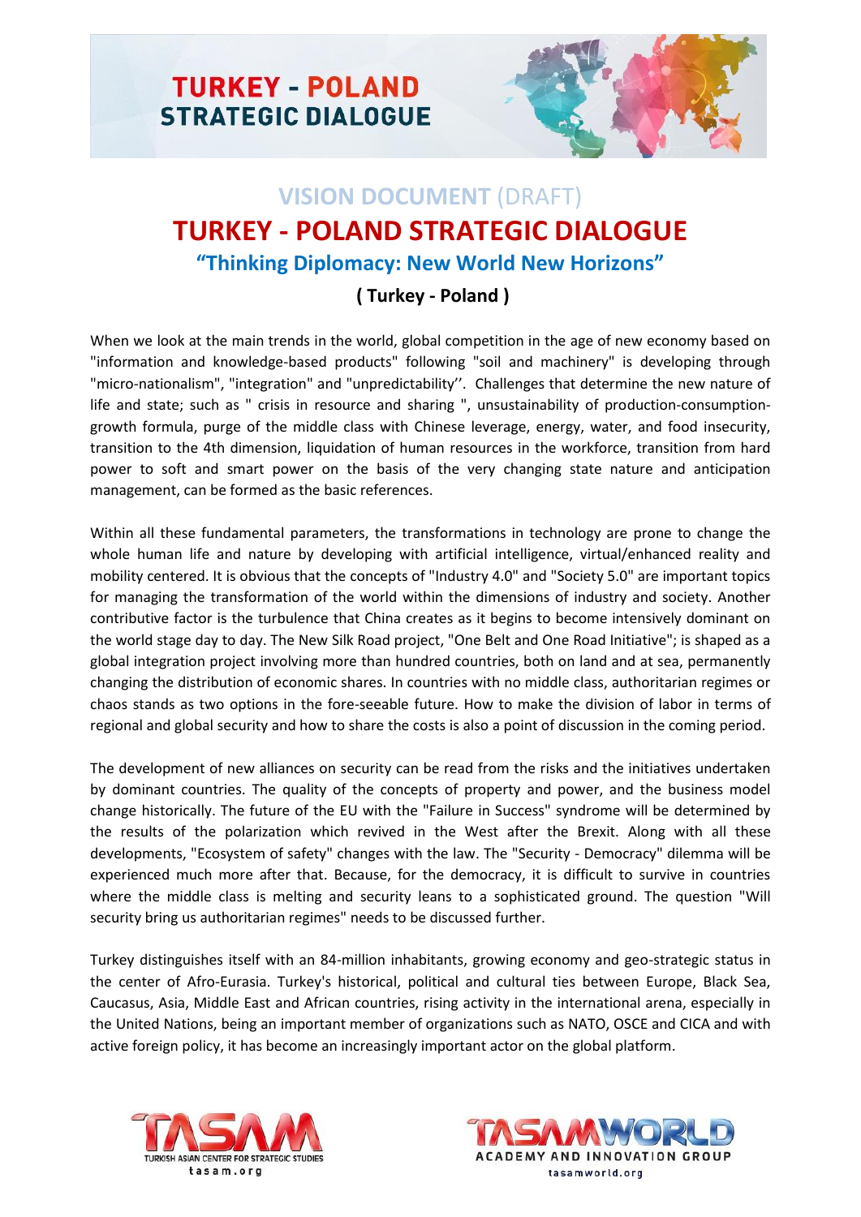# VISION DOCUMENT (DRAFT)

# TURKEY - POLAND STRATEGIC DIALOGUE

## "Thinking Diplomacy: New World New Horizons"

### ( Turkey - Poland )

When we look at the main trends in the world, global competition in the age of new economy based on "information and knowledge-based products" following "soil and machinery" is developing through "micro-nationalism", "integration" and "unpredictability''. Challenges that determine the new nature of life and state; such as " crisis in resource and sharing ", unsustainability of production-consumption-growth formula, purge of the middle class with Chinese leverage, energy, water, and food insecurity, transition to the 4th dimension, liquidation of human resources in the workforce, transition from hard power to soft and smart power on the basis of the very changing state nature and anticipation management, can be formed as the basic references.

Within all these fundamental parameters, the transformations in technology are prone to change the whole human life and nature by developing with artificial intelligence, virtual/enhanced reality and mobility centered. It is obvious that the concepts of "Industry 4.0" and "Society 5.0" are important topics for managing the transformation of the world within the dimensions of industry and society. Another contributive factor is the turbulence that China creates as it begins to become intensively dominant on the world stage day to day. The New Silk Road project, "One Belt and One Road Initiative"; is shaped as a global integration project involving more than hundred countries, both on land and at sea, permanently changing the distribution of economic shares. In countries with no middle class, authoritarian regimes or chaos stands as two options in the fore-seeable future. How to make the division of labor in terms of regional and global security and how to share the costs is also a point of discussion in the coming period.

The development of new alliances on security can be read from the risks and the initiatives undertaken by dominant countries. The quality of the concepts of property and power, and the business model change historically. The future of the EU with the "Failure in Success" syndrome will be determined by the results of the polarization which revived in the West after the Brexit. Along with all these developments, "Ecosystem of safety" changes with the law. The "Security - Democracy" dilemma will be experienced much more after that. Because, for the democracy, it is difficult to survive in countries where the middle class is melting and security leans to a sophisticated ground. The question "Will security bring us authoritarian regimes" needs to be discussed further.

Turkey distinguishes itself with an 84-million inhabitants, growing economy and geo-strategic status in the center of Afro-Eurasia. Turkey's historical, political and cultural ties between Europe, Black Sea, Caucasus, Asia, Middle East and African countries, rising activity in the international arena, especially in the United Nations, being an important member of organizations such as NATO, OSCE and CICA and with active foreign policy, it has become an increasingly important actor on the global platform.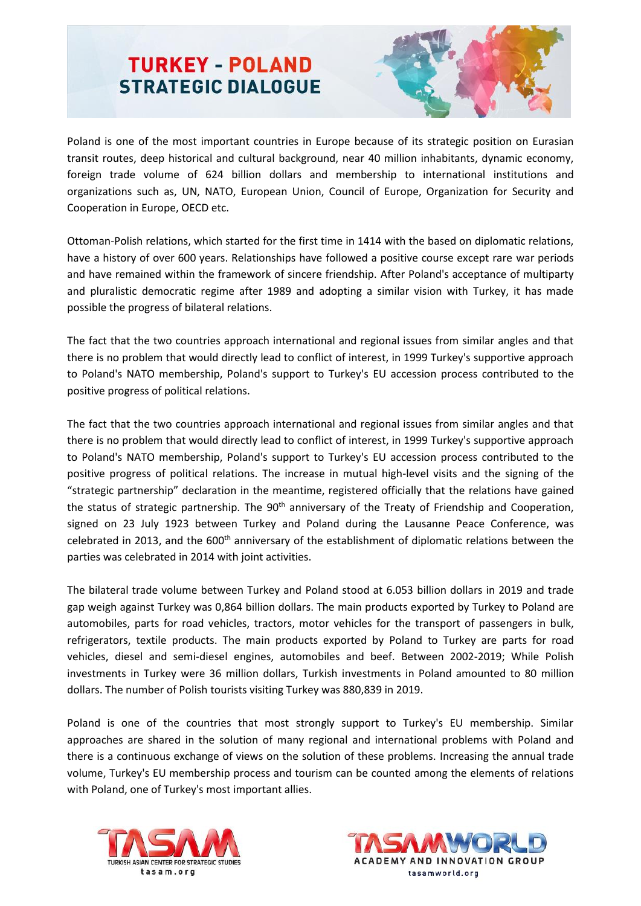# TURKEY - POLAND STRATEGIC DIALOGUE

Poland is one of the most important countries in Europe because of its strategic position on Eurasian transit routes, deep historical and cultural background, near 40 million inhabitants, dynamic economy, foreign trade volume of 624 billion dollars and membership to international institutions and organizations such as, UN, NATO, European Union, Council of Europe, Organization for Security and Cooperation in Europe, OECD etc.

Ottoman-Polish relations, which started for the first time in 1414 with the based on diplomatic relations, have a history of over 600 years. Relationships have followed a positive course except rare war periods and have remained within the framework of sincere friendship. After Poland's acceptance of multiparty and pluralistic democratic regime after 1989 and adopting a similar vision with Turkey, it has made possible the progress of bilateral relations.

The fact that the two countries approach international and regional issues from similar angles and that there is no problem that would directly lead to conflict of interest, in 1999 Turkey's supportive approach to Poland's NATO membership, Poland's support to Turkey's EU accession process contributed to the positive progress of political relations.

The fact that the two countries approach international and regional issues from similar angles and that there is no problem that would directly lead to conflict of interest, in 1999 Turkey's supportive approach to Poland's NATO membership, Poland's support to Turkey's EU accession process contributed to the positive progress of political relations. The increase in mutual high-level visits and the signing of the "strategic partnership" declaration in the meantime, registered officially that the relations have gained the status of strategic partnership. The 90th anniversary of the Treaty of Friendship and Cooperation, signed on 23 July 1923 between Turkey and Poland during the Lausanne Peace Conference, was celebrated in 2013, and the 600th anniversary of the establishment of diplomatic relations between the parties was celebrated in 2014 with joint activities.

The bilateral trade volume between Turkey and Poland stood at 6.053 billion dollars in 2019 and trade gap weigh against Turkey was 0,864 billion dollars. The main products exported by Turkey to Poland are automobiles, parts for road vehicles, tractors, motor vehicles for the transport of passengers in bulk, refrigerators, textile products. The main products exported by Poland to Turkey are parts for road vehicles, diesel and semi-diesel engines, automobiles and beef. Between 2002-2019; While Polish investments in Turkey were 36 million dollars, Turkish investments in Poland amounted to 80 million dollars. The number of Polish tourists visiting Turkey was 880,839 in 2019.

Poland is one of the countries that most strongly support to Turkey's EU membership. Similar approaches are shared in the solution of many regional and international problems with Poland and there is a continuous exchange of views on the solution of these problems. Increasing the annual trade volume, Turkey's EU membership process and tourism can be counted among the elements of relations with Poland, one of Turkey's most important allies.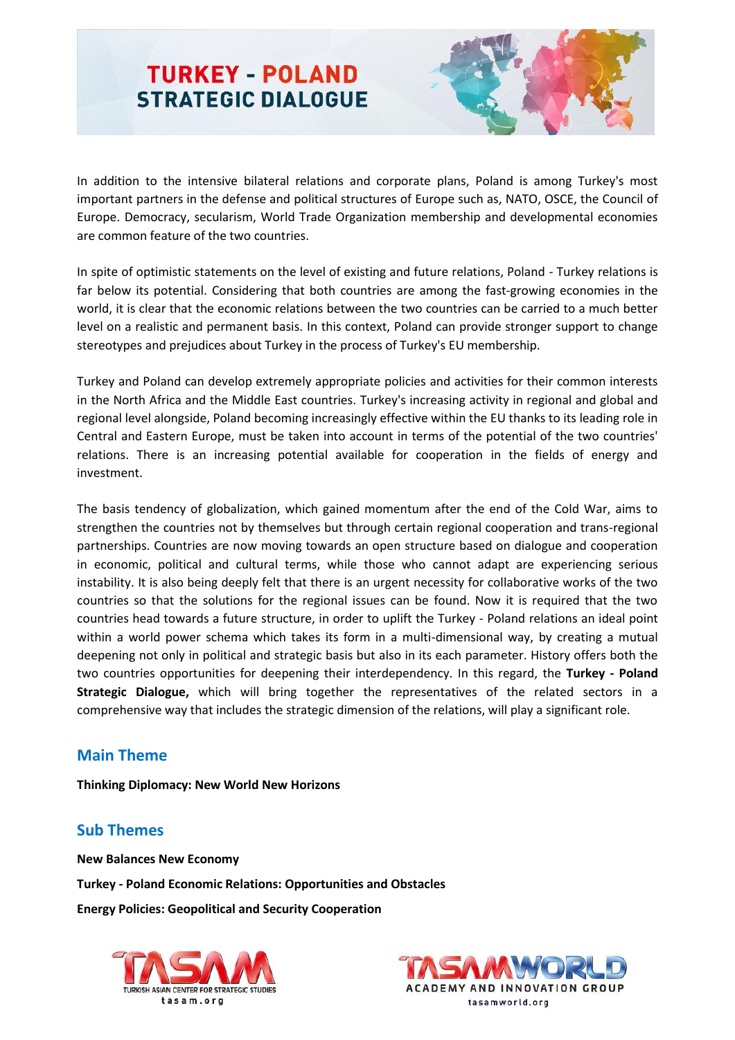# TURKEY - POLAND STRATEGIC DIALOGUE

In addition to the intensive bilateral relations and corporate plans, Poland is among Turkey's most important partners in the defense and political structures of Europe such as, NATO, OSCE, the Council of Europe. Democracy, secularism, World Trade Organization membership and developmental economies are common feature of the two countries.

In spite of optimistic statements on the level of existing and future relations, Poland - Turkey relations is far below its potential. Considering that both countries are among the fast-growing economies in the world, it is clear that the economic relations between the two countries can be carried to a much better level on a realistic and permanent basis. In this context, Poland can provide stronger support to change stereotypes and prejudices about Turkey in the process of Turkey's EU membership.

Turkey and Poland can develop extremely appropriate policies and activities for their common interests in the North Africa and the Middle East countries. Turkey's increasing activity in regional and global and regional level alongside, Poland becoming increasingly effective within the EU thanks to its leading role in Central and Eastern Europe, must be taken into account in terms of the potential of the two countries' relations. There is an increasing potential available for cooperation in the fields of energy and investment.

The basis tendency of globalization, which gained momentum after the end of the Cold War, aims to strengthen the countries not by themselves but through certain regional cooperation and trans-regional partnerships. Countries are now moving towards an open structure based on dialogue and cooperation in economic, political and cultural terms, while those who cannot adapt are experiencing serious instability. It is also being deeply felt that there is an urgent necessity for collaborative works of the two countries so that the solutions for the regional issues can be found. Now it is required that the two countries head towards a future structure, in order to uplift the Turkey - Poland relations an ideal point within a world power schema which takes its form in a multi-dimensional way, by creating a mutual deepening not only in political and strategic basis but also in its each parameter. History offers both the two countries opportunities for deepening their interdependency. In this regard, the **Turkey - Poland Strategic Dialogue,** which will bring together the representatives of the related sectors in a comprehensive way that includes the strategic dimension of the relations, will play a significant role.

## Main Theme

**Thinking Diplomacy: New World New Horizons**

## Sub Themes

**New Balances New Economy**

**Turkey - Poland Economic Relations: Opportunities and Obstacles**

**Energy Policies: Geopolitical and Security Cooperation**

TASAM — TURKISH ASIAN CENTER FOR STRATEGIC STUDIES — tasam.org

TASAMWORLD — ACADEMY AND INNOVATION GROUP — tasamworld.org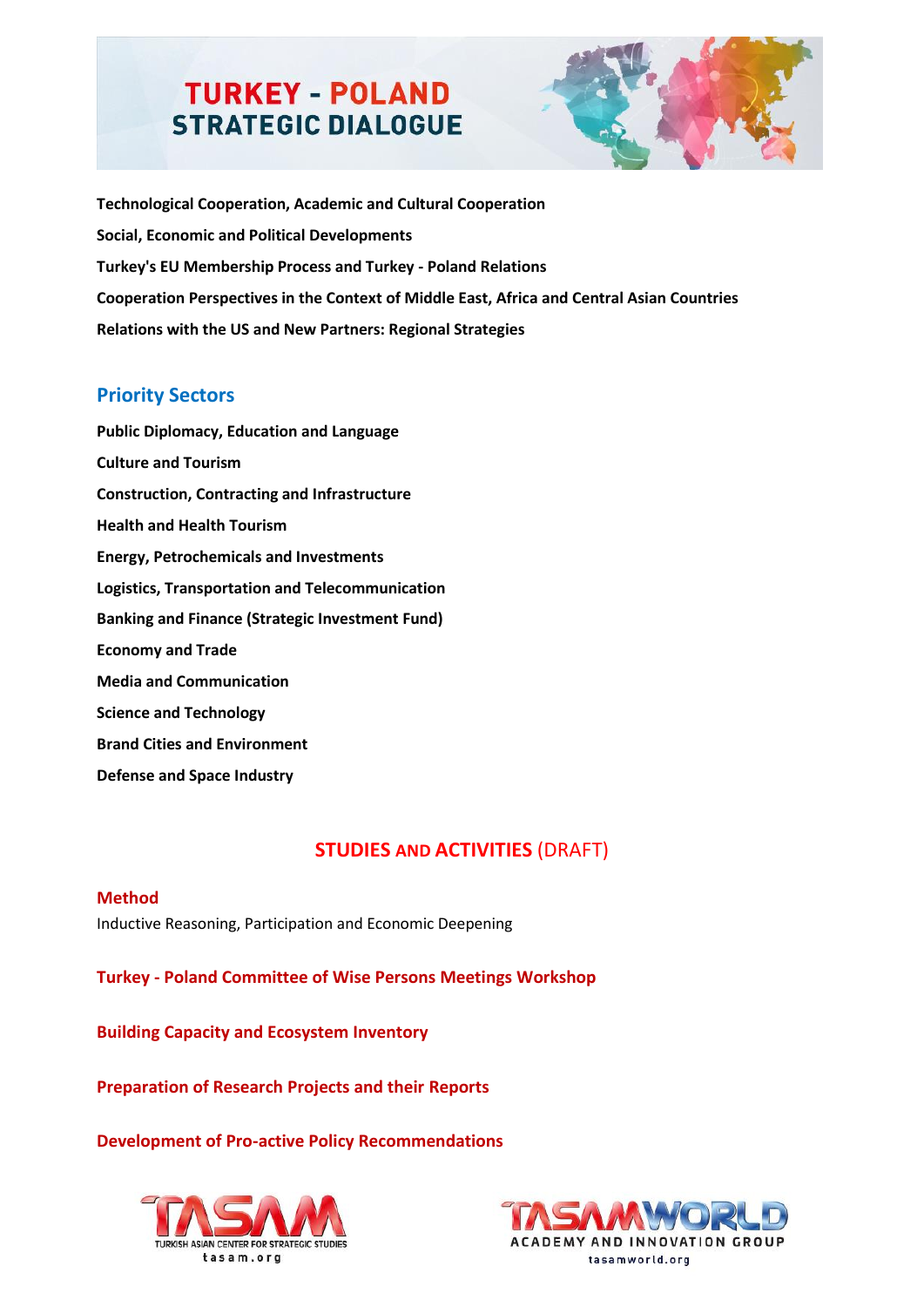**Technological Cooperation, Academic and Cultural Cooperation**

**Social, Economic and Political Developments**

**Turkey's EU Membership Process and Turkey - Poland Relations**

**Cooperation Perspectives in the Context of Middle East, Africa and Central Asian Countries**

**Relations with the US and New Partners: Regional Strategies**

## Priority Sectors

**Public Diplomacy, Education and Language**

**Culture and Tourism**

**Construction, Contracting and Infrastructure**

**Health and Health Tourism**

**Energy, Petrochemicals and Investments**

**Logistics, Transportation and Telecommunication**

**Banking and Finance (Strategic Investment Fund)**

**Economy and Trade**

**Media and Communication**

**Science and Technology**

**Brand Cities and Environment**

**Defense and Space Industry**

# STUDIES AND ACTIVITIES (DRAFT)

### Method

Inductive Reasoning, Participation and Economic Deepening

### Turkey - Poland Committee of Wise Persons Meetings Workshop

### Building Capacity and Ecosystem Inventory

### Preparation of Research Projects and their Reports

### Development of Pro-active Policy Recommendations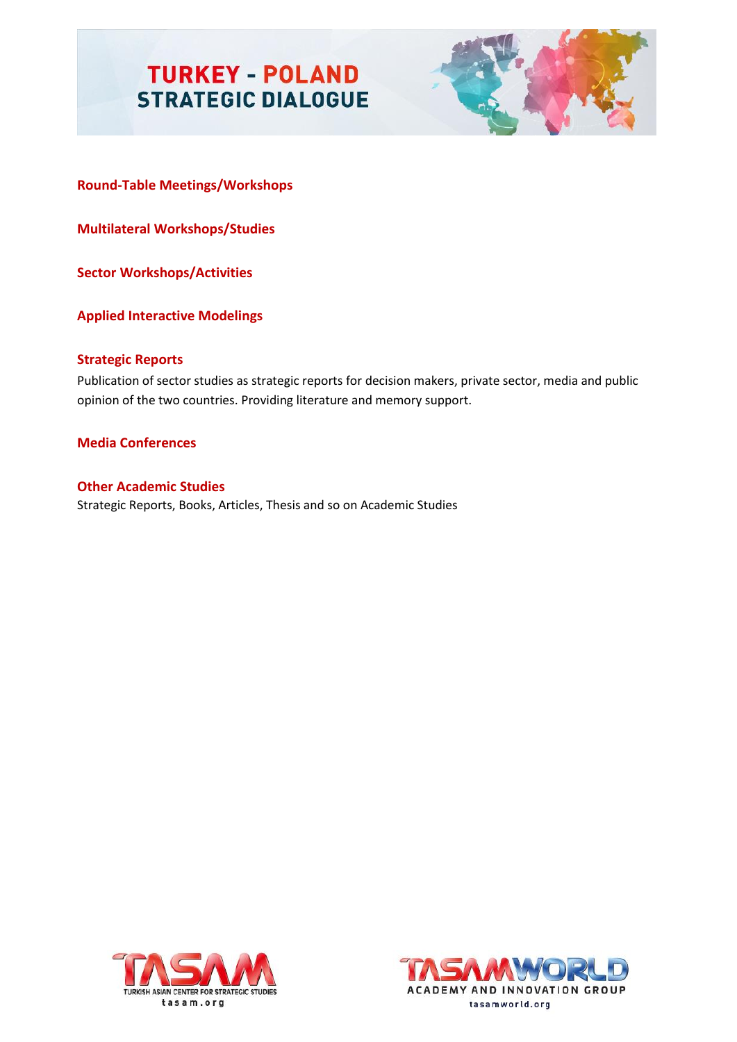### Round-Table Meetings/Workshops

### Multilateral Workshops/Studies

### Sector Workshops/Activities

### Applied Interactive Modelings

### Strategic Reports

Publication of sector studies as strategic reports for decision makers, private sector, media and public opinion of the two countries. Providing literature and memory support.

### Media Conferences

### Other Academic Studies

Strategic Reports, Books, Articles, Thesis and so on Academic Studies